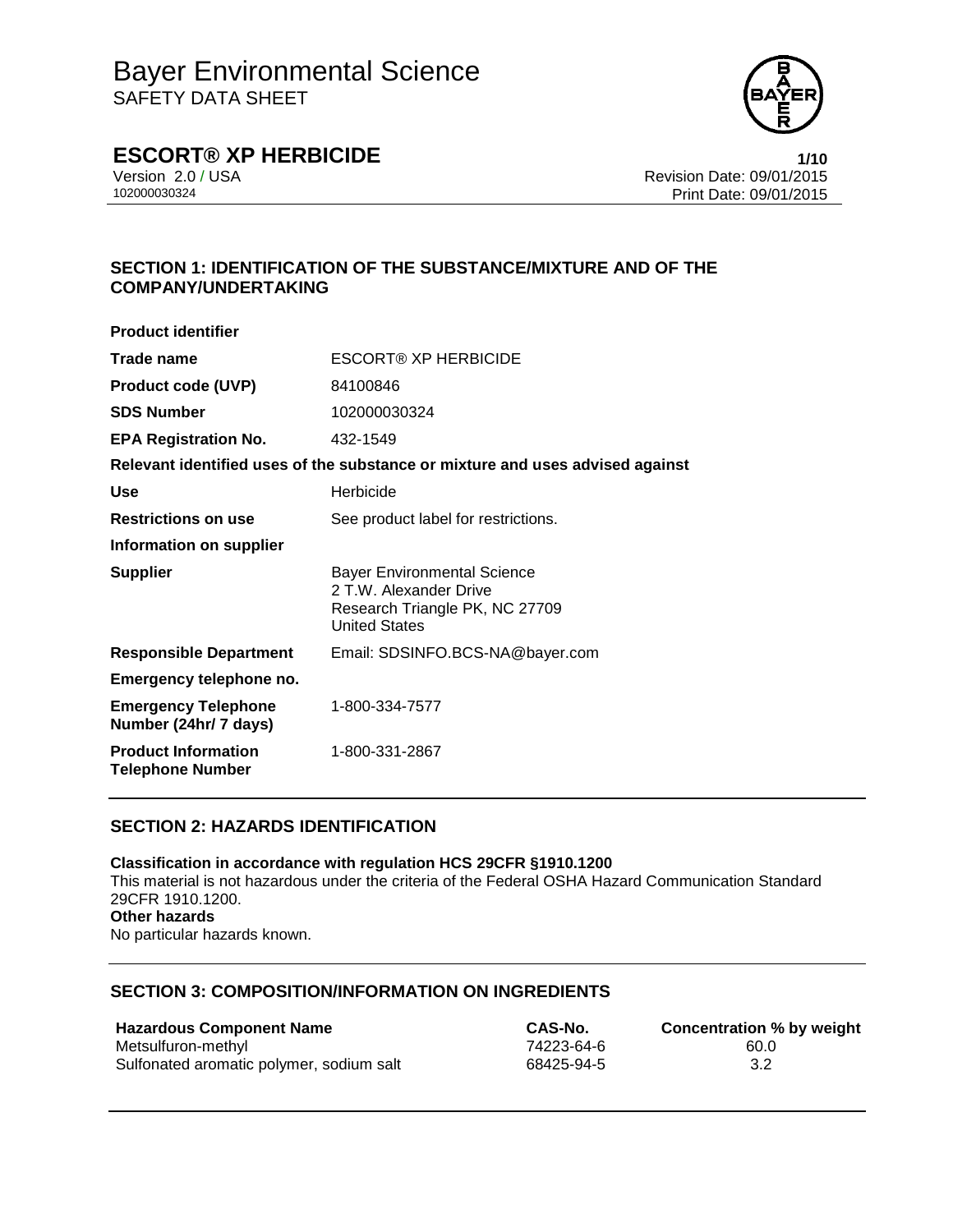# Bayer Environmental Science

SAFETY DATA SHEET

## ESCORT® XP HERBICIDE

Version 2.0 / USA
102000030324

Revision Date: 09/01/2015
Print Date: 09/01/2015

## SECTION 1: IDENTIFICATION OF THE SUBSTANCE/MIXTURE AND OF THE COMPANY/UNDERTAKING

**Product identifier**

| | |
|---|---|
| **Trade name** | ESCORT® XP HERBICIDE |
| **Product code (UVP)** | 84100846 |
| **SDS Number** | 102000030324 |
| **EPA Registration No.** | 432-1549 |

**Relevant identified uses of the substance or mixture and uses advised against**

| | |
|---|---|
| **Use** | Herbicide |
| **Restrictions on use** | See product label for restrictions. |

**Information on supplier**

| | |
|---|---|
| **Supplier** | Bayer Environmental Science<br>2 T.W. Alexander Drive<br>Research Triangle PK, NC 27709<br>United States |
| **Responsible Department** | Email: SDSINFO.BCS-NA@bayer.com |

**Emergency telephone no.**

| | |
|---|---|
| **Emergency Telephone Number (24hr/ 7 days)** | 1-800-334-7577 |
| **Product Information Telephone Number** | 1-800-331-2867 |

## SECTION 2: HAZARDS IDENTIFICATION

**Classification in accordance with regulation HCS 29CFR §1910.1200**

This material is not hazardous under the criteria of the Federal OSHA Hazard Communication Standard 29CFR 1910.1200.

**Other hazards**

No particular hazards known.

## SECTION 3: COMPOSITION/INFORMATION ON INGREDIENTS

| Hazardous Component Name | CAS-No. | Concentration % by weight |
|---|---|---|
| Metsulfuron-methyl | 74223-64-6 | 60.0 |
| Sulfonated aromatic polymer, sodium salt | 68425-94-5 | 3.2 |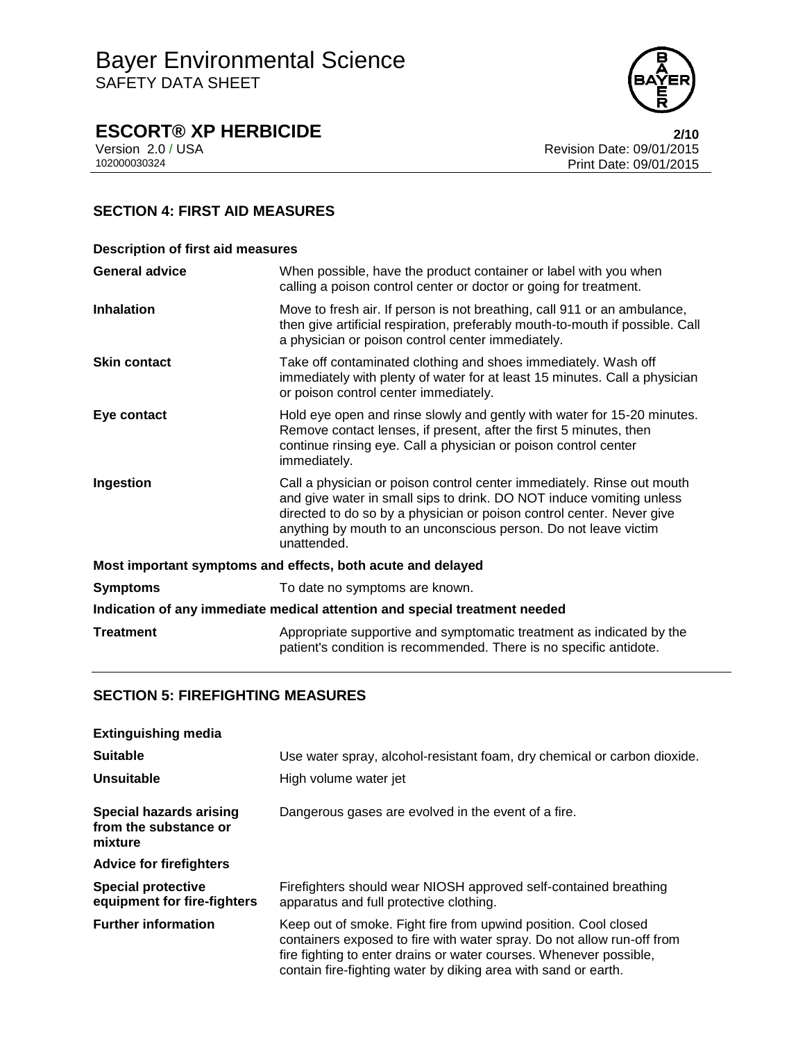## SECTION 4: FIRST AID MEASURES

**Description of first aid measures**

| | |
|---|---|
| **General advice** | When possible, have the product container or label with you when calling a poison control center or doctor or going for treatment. |
| **Inhalation** | Move to fresh air. If person is not breathing, call 911 or an ambulance, then give artificial respiration, preferably mouth-to-mouth if possible. Call a physician or poison control center immediately. |
| **Skin contact** | Take off contaminated clothing and shoes immediately. Wash off immediately with plenty of water for at least 15 minutes. Call a physician or poison control center immediately. |
| **Eye contact** | Hold eye open and rinse slowly and gently with water for 15-20 minutes. Remove contact lenses, if present, after the first 5 minutes, then continue rinsing eye. Call a physician or poison control center immediately. |
| **Ingestion** | Call a physician or poison control center immediately. Rinse out mouth and give water in small sips to drink. DO NOT induce vomiting unless directed to do so by a physician or poison control center. Never give anything by mouth to an unconscious person. Do not leave victim unattended. |

**Most important symptoms and effects, both acute and delayed**

| | |
|---|---|
| **Symptoms** | To date no symptoms are known. |

**Indication of any immediate medical attention and special treatment needed**

| | |
|---|---|
| **Treatment** | Appropriate supportive and symptomatic treatment as indicated by the patient's condition is recommended. There is no specific antidote. |

## SECTION 5: FIREFIGHTING MEASURES

**Extinguishing media**

| | |
|---|---|
| **Suitable** | Use water spray, alcohol-resistant foam, dry chemical or carbon dioxide. |
| **Unsuitable** | High volume water jet |
| **Special hazards arising from the substance or mixture** | Dangerous gases are evolved in the event of a fire. |

**Advice for firefighters**

| | |
|---|---|
| **Special protective equipment for fire-fighters** | Firefighters should wear NIOSH approved self-contained breathing apparatus and full protective clothing. |
| **Further information** | Keep out of smoke. Fight fire from upwind position. Cool closed containers exposed to fire with water spray. Do not allow run-off from fire fighting to enter drains or water courses. Whenever possible, contain fire-fighting water by diking area with sand or earth. |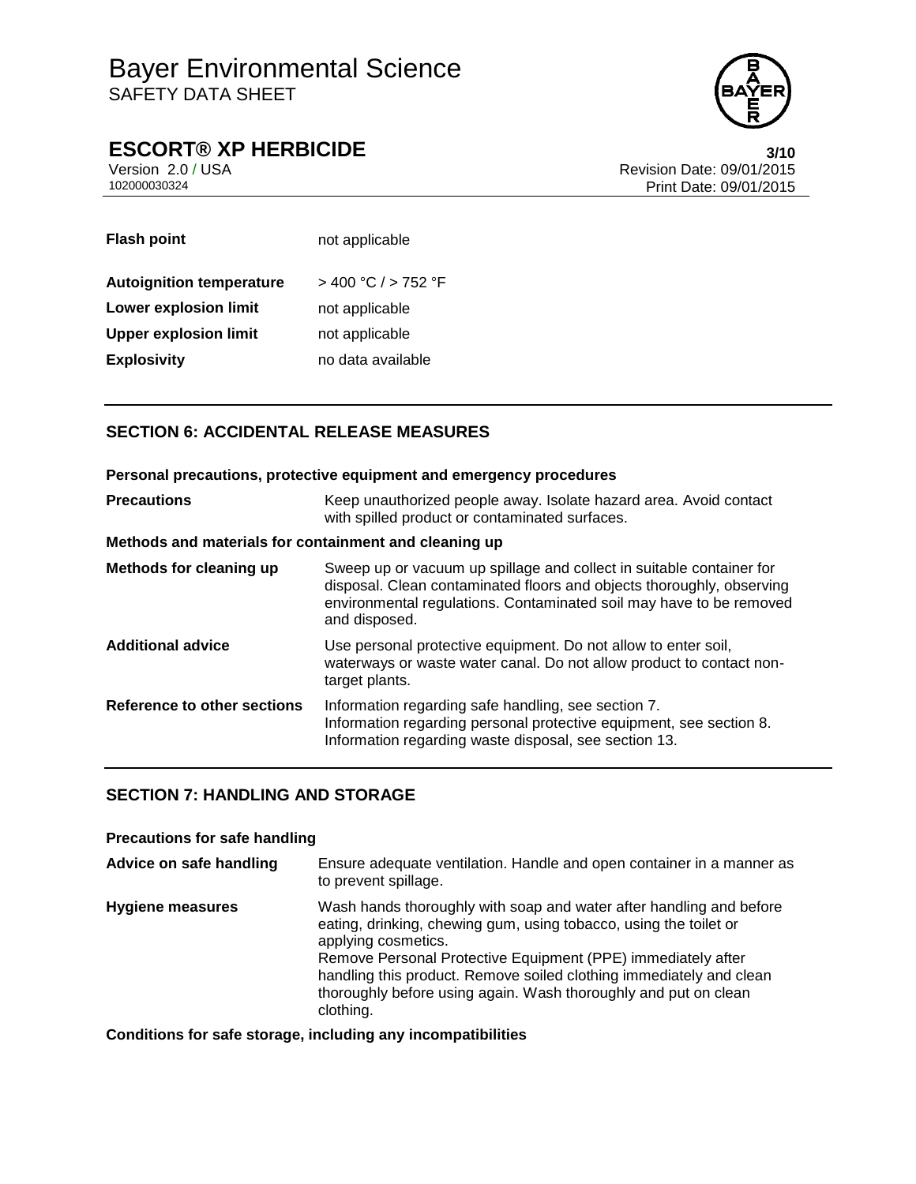| | |
|---|---|
| **Flash point** | not applicable |
| **Autoignition temperature** | > 400 °C / > 752 °F |
| **Lower explosion limit** | not applicable |
| **Upper explosion limit** | not applicable |
| **Explosivity** | no data available |

## SECTION 6: ACCIDENTAL RELEASE MEASURES

**Personal precautions, protective equipment and emergency procedures**

| | |
|---|---|
| **Precautions** | Keep unauthorized people away. Isolate hazard area. Avoid contact with spilled product or contaminated surfaces. |

**Methods and materials for containment and cleaning up**

| | |
|---|---|
| **Methods for cleaning up** | Sweep up or vacuum up spillage and collect in suitable container for disposal. Clean contaminated floors and objects thoroughly, observing environmental regulations. Contaminated soil may have to be removed and disposed. |
| **Additional advice** | Use personal protective equipment. Do not allow to enter soil, waterways or waste water canal. Do not allow product to contact non-target plants. |
| **Reference to other sections** | Information regarding safe handling, see section 7.<br>Information regarding personal protective equipment, see section 8.<br>Information regarding waste disposal, see section 13. |

## SECTION 7: HANDLING AND STORAGE

**Precautions for safe handling**

| | |
|---|---|
| **Advice on safe handling** | Ensure adequate ventilation. Handle and open container in a manner as to prevent spillage. |
| **Hygiene measures** | Wash hands thoroughly with soap and water after handling and before eating, drinking, chewing gum, using tobacco, using the toilet or applying cosmetics.<br>Remove Personal Protective Equipment (PPE) immediately after handling this product. Remove soiled clothing immediately and clean thoroughly before using again. Wash thoroughly and put on clean clothing. |

**Conditions for safe storage, including any incompatibilities**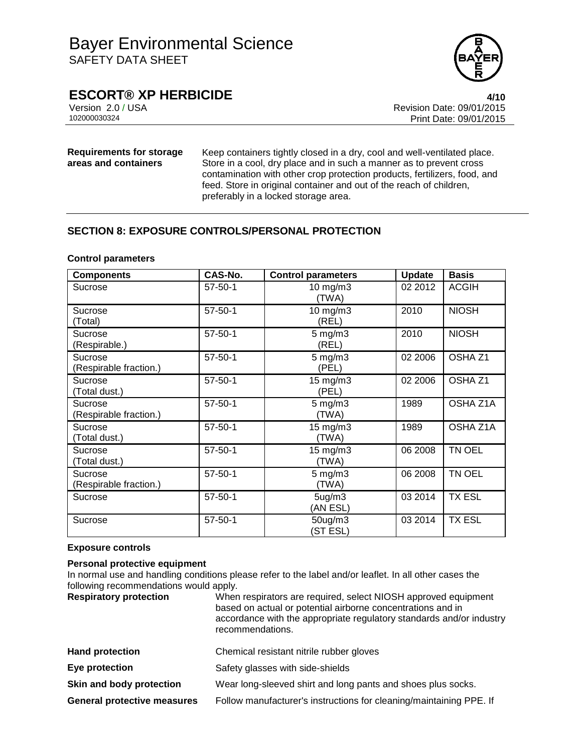**Requirements for storage areas and containers**

Keep containers tightly closed in a dry, cool and well-ventilated place. Store in a cool, dry place and in such a manner as to prevent cross contamination with other crop protection products, fertilizers, food, and feed. Store in original container and out of the reach of children, preferably in a locked storage area.

## SECTION 8: EXPOSURE CONTROLS/PERSONAL PROTECTION

### Control parameters

| Components | CAS-No. | Control parameters | Update | Basis |
|---|---|---|---|---|
| Sucrose | 57-50-1 | 10 mg/m3 (TWA) | 02 2012 | ACGIH |
| Sucrose (Total) | 57-50-1 | 10 mg/m3 (REL) | 2010 | NIOSH |
| Sucrose (Respirable.) | 57-50-1 | 5 mg/m3 (REL) | 2010 | NIOSH |
| Sucrose (Respirable fraction.) | 57-50-1 | 5 mg/m3 (PEL) | 02 2006 | OSHA Z1 |
| Sucrose (Total dust.) | 57-50-1 | 15 mg/m3 (PEL) | 02 2006 | OSHA Z1 |
| Sucrose (Respirable fraction.) | 57-50-1 | 5 mg/m3 (TWA) | 1989 | OSHA Z1A |
| Sucrose (Total dust.) | 57-50-1 | 15 mg/m3 (TWA) | 1989 | OSHA Z1A |
| Sucrose (Total dust.) | 57-50-1 | 15 mg/m3 (TWA) | 06 2008 | TN OEL |
| Sucrose (Respirable fraction.) | 57-50-1 | 5 mg/m3 (TWA) | 06 2008 | TN OEL |
| Sucrose | 57-50-1 | 5ug/m3 (AN ESL) | 03 2014 | TX ESL |
| Sucrose | 57-50-1 | 50ug/m3 (ST ESL) | 03 2014 | TX ESL |

### Exposure controls

**Personal protective equipment**

In normal use and handling conditions please refer to the label and/or leaflet. In all other cases the following recommendations would apply.

**Respiratory protection** When respirators are required, select NIOSH approved equipment based on actual or potential airborne concentrations and in accordance with the appropriate regulatory standards and/or industry recommendations.

**Hand protection** Chemical resistant nitrile rubber gloves

**Eye protection** Safety glasses with side-shields

**Skin and body protection** Wear long-sleeved shirt and long pants and shoes plus socks.

**General protective measures** Follow manufacturer's instructions for cleaning/maintaining PPE. If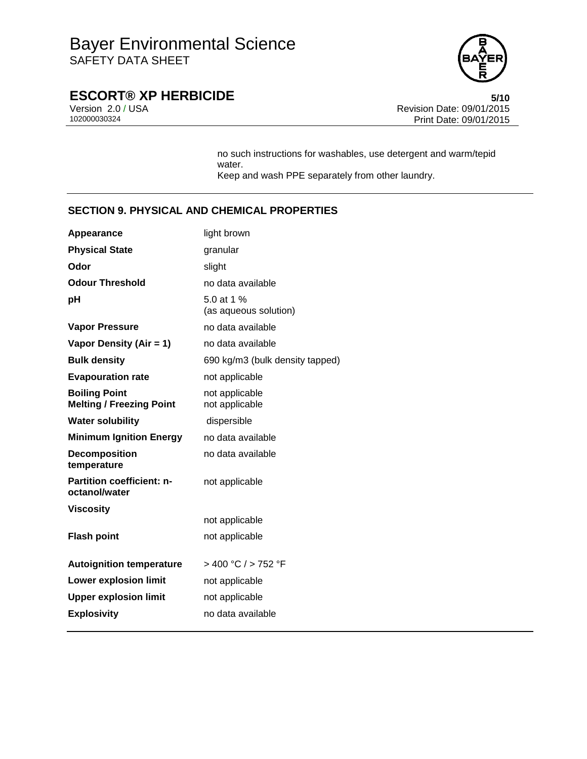no such instructions for washables, use detergent and warm/tepid water.
Keep and wash PPE separately from other laundry.

## SECTION 9. PHYSICAL AND CHEMICAL PROPERTIES

| | |
|---|---|
| **Appearance** | light brown |
| **Physical State** | granular |
| **Odor** | slight |
| **Odour Threshold** | no data available |
| **pH** | 5.0 at 1 % (as aqueous solution) |
| **Vapor Pressure** | no data available |
| **Vapor Density (Air = 1)** | no data available |
| **Bulk density** | 690 kg/m3 (bulk density tapped) |
| **Evapouration rate** | not applicable |
| **Boiling Point** | not applicable |
| **Melting / Freezing Point** | not applicable |
| **Water solubility** | dispersible |
| **Minimum Ignition Energy** | no data available |
| **Decomposition temperature** | no data available |
| **Partition coefficient: n-octanol/water** | not applicable |
| **Viscosity** | not applicable |
| **Flash point** | not applicable |
| **Autoignition temperature** | > 400 °C / > 752 °F |
| **Lower explosion limit** | not applicable |
| **Upper explosion limit** | not applicable |
| **Explosivity** | no data available |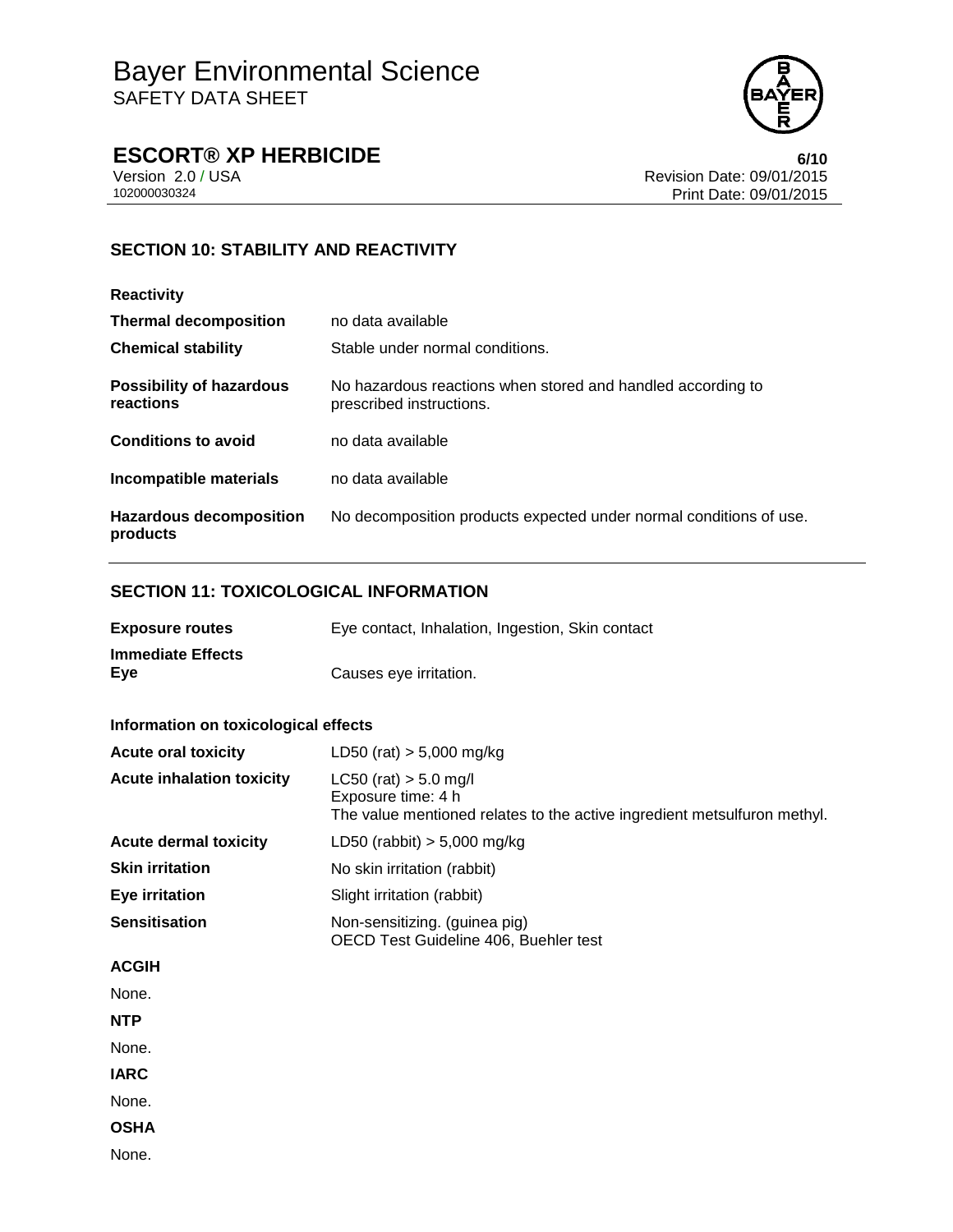## SECTION 10: STABILITY AND REACTIVITY

**Reactivity**

| | |
|---|---|
| **Thermal decomposition** | no data available |
| **Chemical stability** | Stable under normal conditions. |
| **Possibility of hazardous reactions** | No hazardous reactions when stored and handled according to prescribed instructions. |
| **Conditions to avoid** | no data available |
| **Incompatible materials** | no data available |
| **Hazardous decomposition products** | No decomposition products expected under normal conditions of use. |

## SECTION 11: TOXICOLOGICAL INFORMATION

| | |
|---|---|
| **Exposure routes** | Eye contact, Inhalation, Ingestion, Skin contact |

**Immediate Effects**

| | |
|---|---|
| **Eye** | Causes eye irritation. |

**Information on toxicological effects**

| | |
|---|---|
| **Acute oral toxicity** | LD50 (rat) > 5,000 mg/kg |
| **Acute inhalation toxicity** | LC50 (rat) > 5.0 mg/l<br>Exposure time: 4 h<br>The value mentioned relates to the active ingredient metsulfuron methyl. |
| **Acute dermal toxicity** | LD50 (rabbit) > 5,000 mg/kg |
| **Skin irritation** | No skin irritation (rabbit) |
| **Eye irritation** | Slight irritation (rabbit) |
| **Sensitisation** | Non-sensitizing. (guinea pig)<br>OECD Test Guideline 406, Buehler test |

**ACGIH**

None.

**NTP**

None.

**IARC**

None.

**OSHA**

None.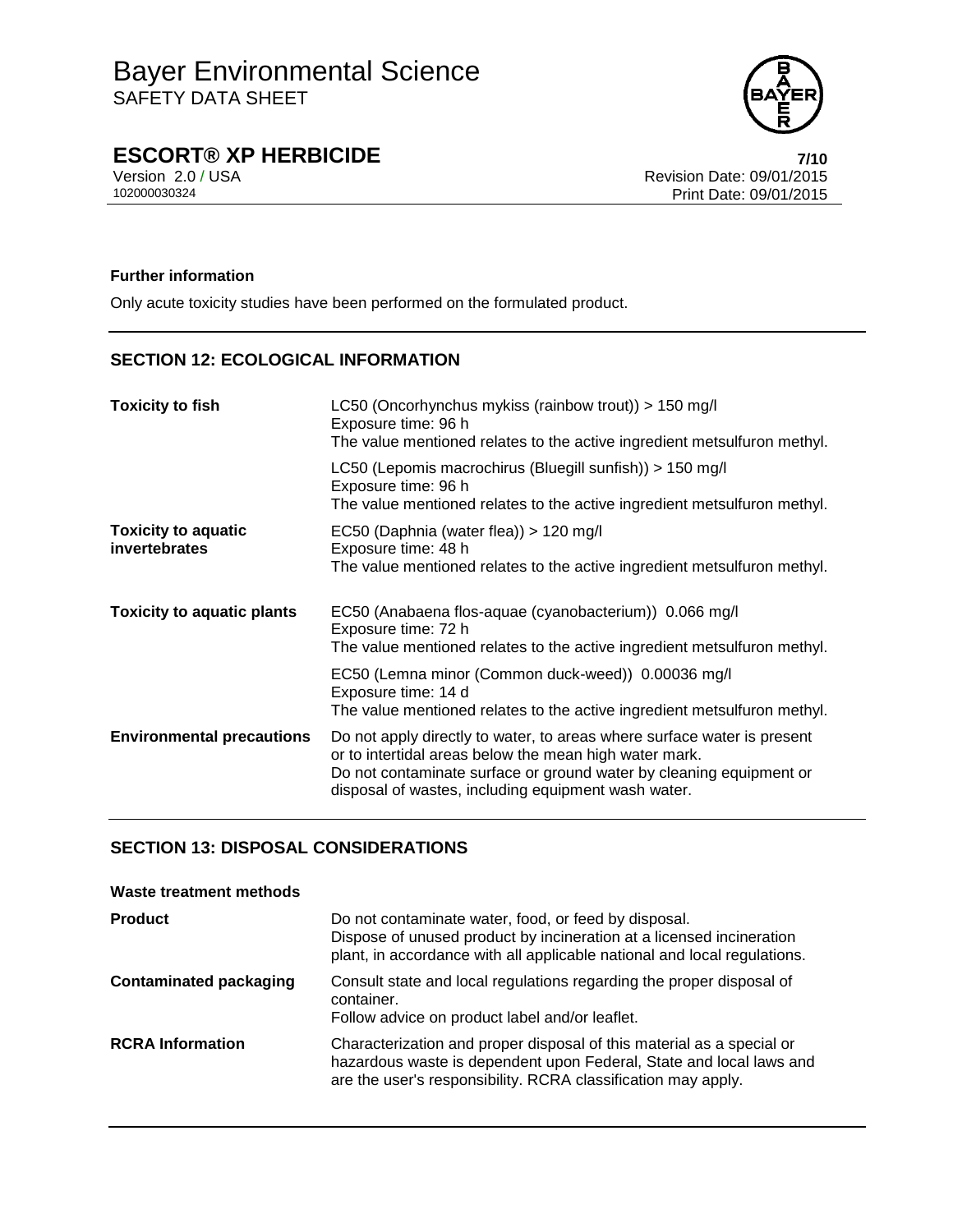**Further information**

Only acute toxicity studies have been performed on the formulated product.

## SECTION 12: ECOLOGICAL INFORMATION

| | |
|---|---|
| **Toxicity to fish** | LC50 (Oncorhynchus mykiss (rainbow trout)) > 150 mg/l<br>Exposure time: 96 h<br>The value mentioned relates to the active ingredient metsulfuron methyl. |
| | LC50 (Lepomis macrochirus (Bluegill sunfish)) > 150 mg/l<br>Exposure time: 96 h<br>The value mentioned relates to the active ingredient metsulfuron methyl. |
| **Toxicity to aquatic invertebrates** | EC50 (Daphnia (water flea)) > 120 mg/l<br>Exposure time: 48 h<br>The value mentioned relates to the active ingredient metsulfuron methyl. |
| **Toxicity to aquatic plants** | EC50 (Anabaena flos-aquae (cyanobacterium)) 0.066 mg/l<br>Exposure time: 72 h<br>The value mentioned relates to the active ingredient metsulfuron methyl. |
| | EC50 (Lemna minor (Common duck-weed)) 0.00036 mg/l<br>Exposure time: 14 d<br>The value mentioned relates to the active ingredient metsulfuron methyl. |
| **Environmental precautions** | Do not apply directly to water, to areas where surface water is present or to intertidal areas below the mean high water mark.<br>Do not contaminate surface or ground water by cleaning equipment or disposal of wastes, including equipment wash water. |

## SECTION 13: DISPOSAL CONSIDERATIONS

**Waste treatment methods**

| | |
|---|---|
| **Product** | Do not contaminate water, food, or feed by disposal.<br>Dispose of unused product by incineration at a licensed incineration plant, in accordance with all applicable national and local regulations. |
| **Contaminated packaging** | Consult state and local regulations regarding the proper disposal of container.<br>Follow advice on product label and/or leaflet. |
| **RCRA Information** | Characterization and proper disposal of this material as a special or hazardous waste is dependent upon Federal, State and local laws and are the user's responsibility. RCRA classification may apply. |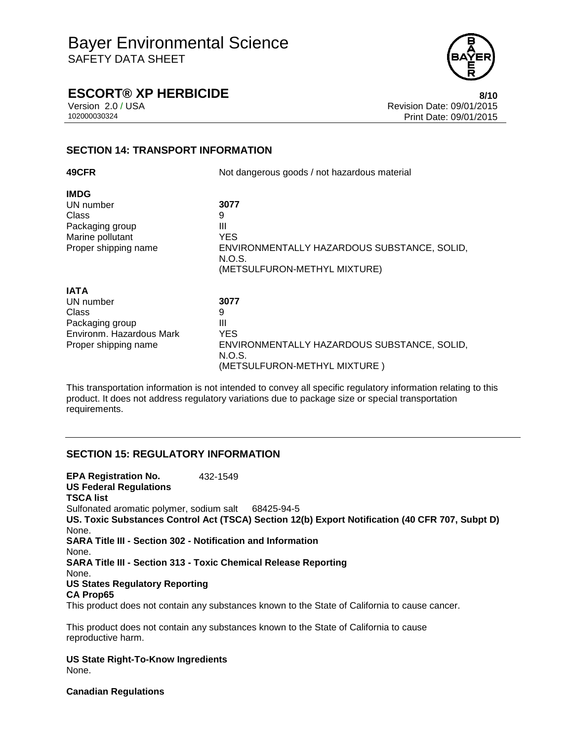## SECTION 14: TRANSPORT INFORMATION

| | |
|---|---|
| **49CFR** | Not dangerous goods / not hazardous material |
| **IMDG** | |
| UN number | **3077** |
| Class | 9 |
| Packaging group | III |
| Marine pollutant | YES |
| Proper shipping name | ENVIRONMENTALLY HAZARDOUS SUBSTANCE, SOLID, N.O.S. (METSULFURON-METHYL MIXTURE) |
| **IATA** | |
| UN number | **3077** |
| Class | 9 |
| Packaging group | III |
| Environm. Hazardous Mark | YES |
| Proper shipping name | ENVIRONMENTALLY HAZARDOUS SUBSTANCE, SOLID, N.O.S. (METSULFURON-METHYL MIXTURE ) |

This transportation information is not intended to convey all specific regulatory information relating to this product. It does not address regulatory variations due to package size or special transportation requirements.

## SECTION 15: REGULATORY INFORMATION

**EPA Registration No.** 432-1549

**US Federal Regulations**

**TSCA list**

Sulfonated aromatic polymer, sodium salt 68425-94-5

**US. Toxic Substances Control Act (TSCA) Section 12(b) Export Notification (40 CFR 707, Subpt D)**

None.

**SARA Title III - Section 302 - Notification and Information**

None.

**SARA Title III - Section 313 - Toxic Chemical Release Reporting**

None.

**US States Regulatory Reporting**

**CA Prop65**

This product does not contain any substances known to the State of California to cause cancer.

This product does not contain any substances known to the State of California to cause reproductive harm.

**US State Right-To-Know Ingredients**

None.

**Canadian Regulations**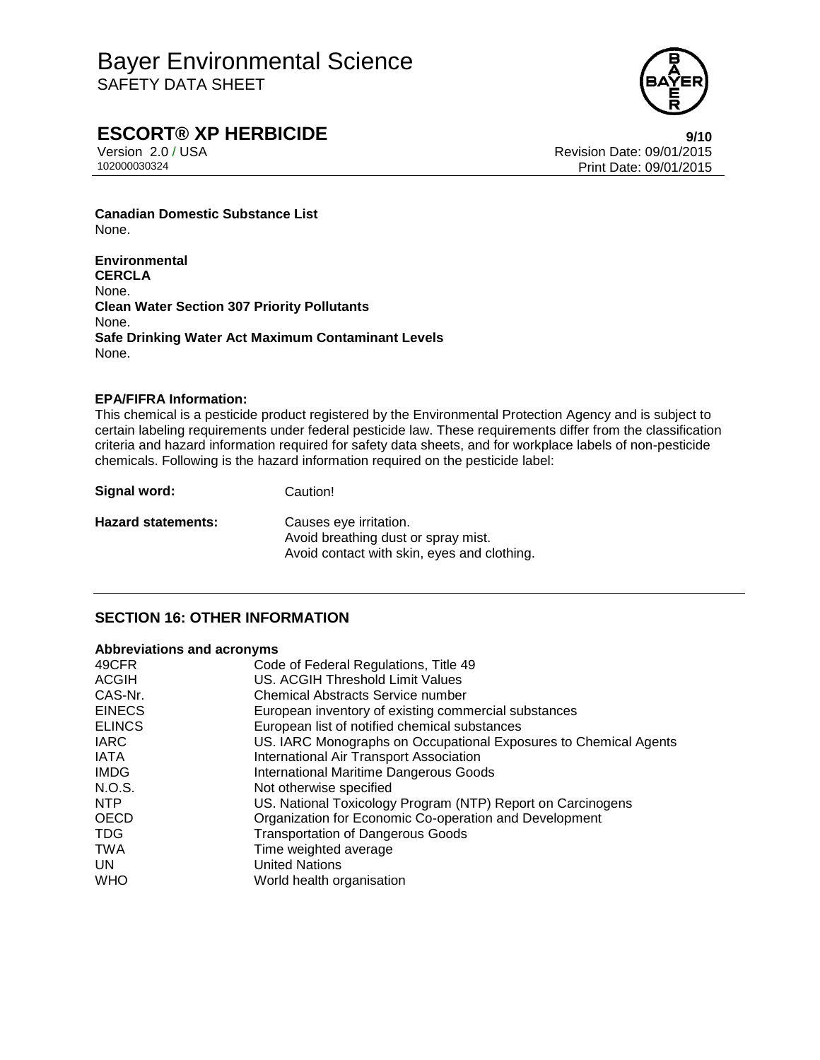**Canadian Domestic Substance List**
None.

**Environmental**
**CERCLA**
None.
**Clean Water Section 307 Priority Pollutants**
None.
**Safe Drinking Water Act Maximum Contaminant Levels**
None.

**EPA/FIFRA Information:**
This chemical is a pesticide product registered by the Environmental Protection Agency and is subject to certain labeling requirements under federal pesticide law. These requirements differ from the classification criteria and hazard information required for safety data sheets, and for workplace labels of non-pesticide chemicals. Following is the hazard information required on the pesticide label:

| | |
|---|---|
| **Signal word:** | Caution! |
| **Hazard statements:** | Causes eye irritation.<br>Avoid breathing dust or spray mist.<br>Avoid contact with skin, eyes and clothing. |

## SECTION 16: OTHER INFORMATION

**Abbreviations and acronyms**

| | |
|---|---|
| 49CFR | Code of Federal Regulations, Title 49 |
| ACGIH | US. ACGIH Threshold Limit Values |
| CAS-Nr. | Chemical Abstracts Service number |
| EINECS | European inventory of existing commercial substances |
| ELINCS | European list of notified chemical substances |
| IARC | US. IARC Monographs on Occupational Exposures to Chemical Agents |
| IATA | International Air Transport Association |
| IMDG | International Maritime Dangerous Goods |
| N.O.S. | Not otherwise specified |
| NTP | US. National Toxicology Program (NTP) Report on Carcinogens |
| OECD | Organization for Economic Co-operation and Development |
| TDG | Transportation of Dangerous Goods |
| TWA | Time weighted average |
| UN | United Nations |
| WHO | World health organisation |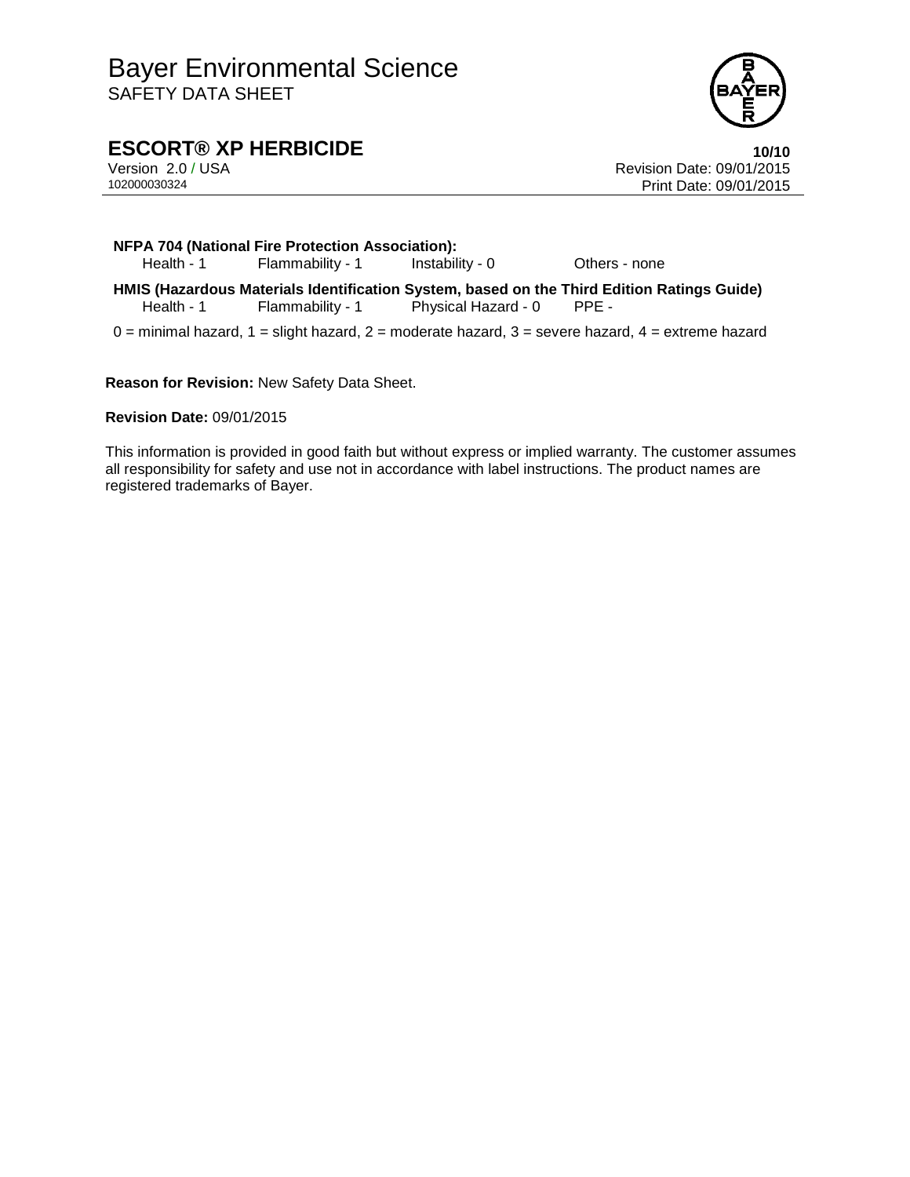**NFPA 704 (National Fire Protection Association):**

| | | | |
|---|---|---|---|
| Health - 1 | Flammability - 1 | Instability - 0 | Others - none |

**HMIS (Hazardous Materials Identification System, based on the Third Edition Ratings Guide)**

| | | | |
|---|---|---|---|
| Health - 1 | Flammability - 1 | Physical Hazard - 0 | PPE - |

0 = minimal hazard, 1 = slight hazard, 2 = moderate hazard, 3 = severe hazard, 4 = extreme hazard

**Reason for Revision:** New Safety Data Sheet.

**Revision Date:** 09/01/2015

This information is provided in good faith but without express or implied warranty. The customer assumes all responsibility for safety and use not in accordance with label instructions. The product names are registered trademarks of Bayer.